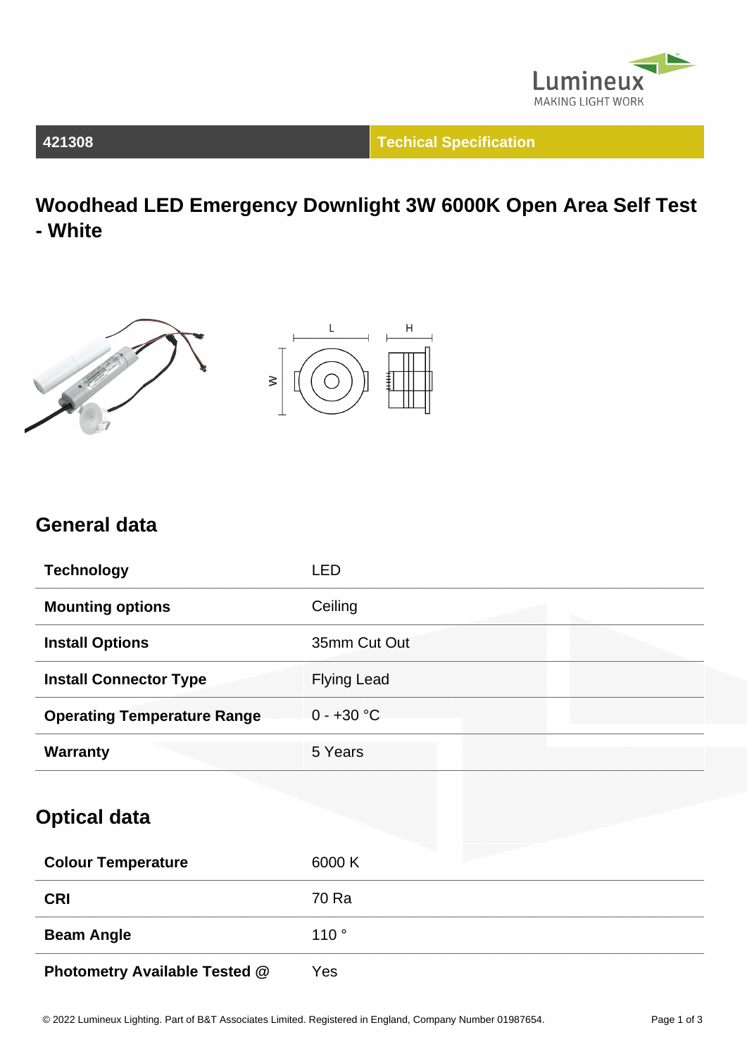| 421308 | Techical Specification |
|---|---|

# Woodhead LED Emergency Downlight 3W 6000K Open Area Self Test - White

## General data

| | |
|---|---|
| **Technology** | LED |
| **Mounting options** | Ceiling |
| **Install Options** | 35mm Cut Out |
| **Install Connector Type** | Flying Lead |
| **Operating Temperature Range** | 0 - +30 °C |
| **Warranty** | 5 Years |

## Optical data

| | |
|---|---|
| **Colour Temperature** | 6000 K |
| **CRI** | 70 Ra |
| **Beam Angle** | 110 ° |
| **Photometry Available Tested @** | Yes |

© 2022 Lumineux Lighting. Part of B&T Associates Limited. Registered in England, Company Number 01987654.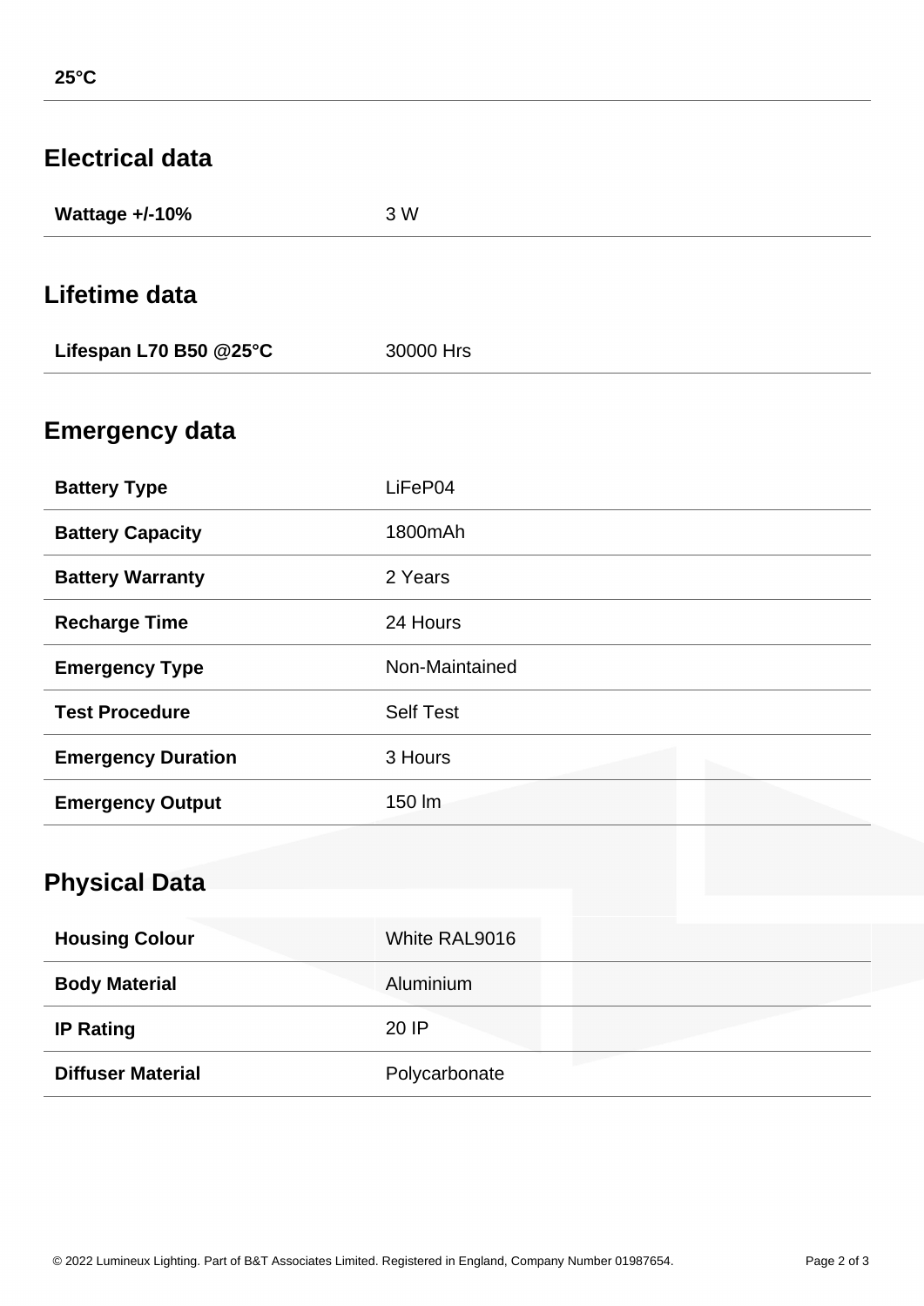| 25°C | |
|---|---|

## Electrical data

| Wattage +/-10% | 3 W |
|---|---|

## Lifetime data

| Lifespan L70 B50 @25°C | 30000 Hrs |
|---|---|

## Emergency data

| Battery Type | LiFeP04 |
|---|---|
| Battery Capacity | 1800mAh |
| Battery Warranty | 2 Years |
| Recharge Time | 24 Hours |
| Emergency Type | Non-Maintained |
| Test Procedure | Self Test |
| Emergency Duration | 3 Hours |
| Emergency Output | 150 lm |

## Physical Data

| Housing Colour | White RAL9016 |
|---|---|
| Body Material | Aluminium |
| IP Rating | 20 IP |
| Diffuser Material | Polycarbonate |

© 2022 Lumineux Lighting. Part of B&T Associates Limited. Registered in England, Company Number 01987654.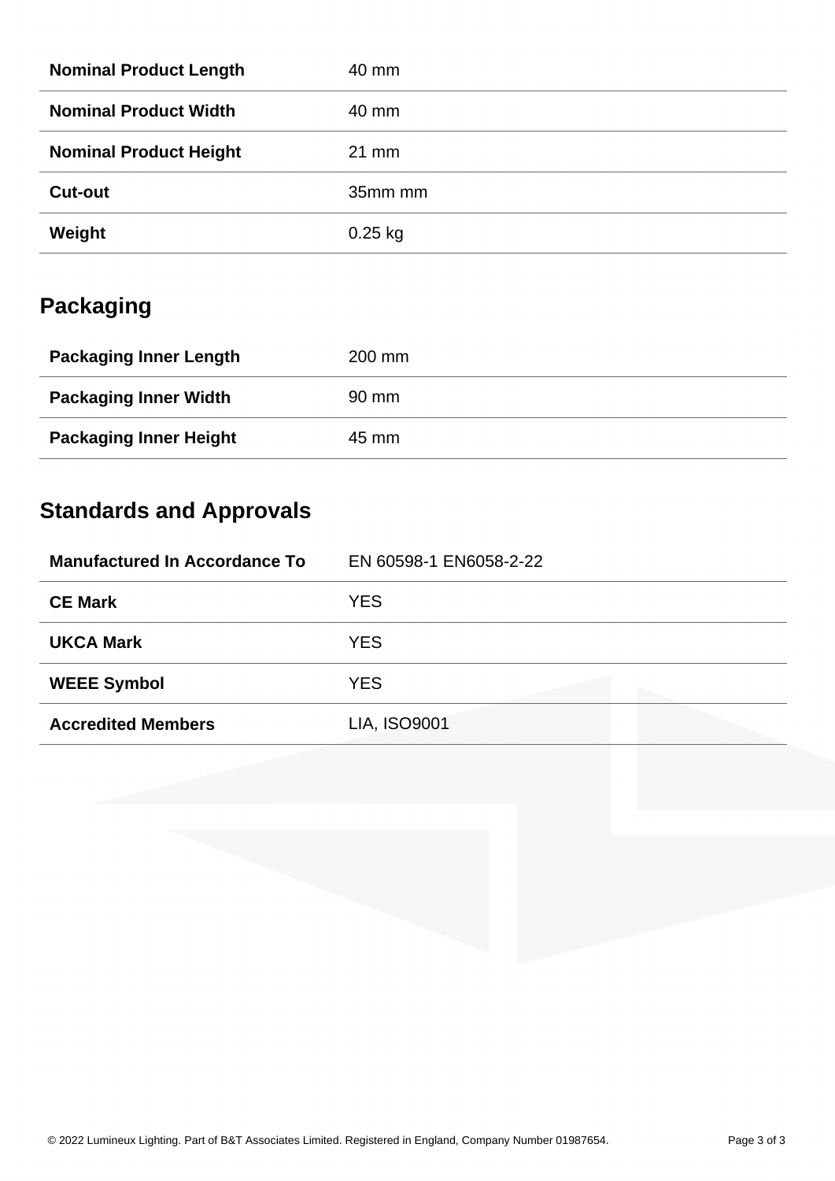| | |
|---|---|
| **Nominal Product Length** | 40 mm |
| **Nominal Product Width** | 40 mm |
| **Nominal Product Height** | 21 mm |
| **Cut-out** | 35mm mm |
| **Weight** | 0.25 kg |

## Packaging

| | |
|---|---|
| **Packaging Inner Length** | 200 mm |
| **Packaging Inner Width** | 90 mm |
| **Packaging Inner Height** | 45 mm |

## Standards and Approvals

| | |
|---|---|
| **Manufactured In Accordance To** | EN 60598-1 EN6058-2-22 |
| **CE Mark** | YES |
| **UKCA Mark** | YES |
| **WEEE Symbol** | YES |
| **Accredited Members** | LIA, ISO9001 |

© 2022 Lumineux Lighting. Part of B&T Associates Limited. Registered in England, Company Number 01987654.